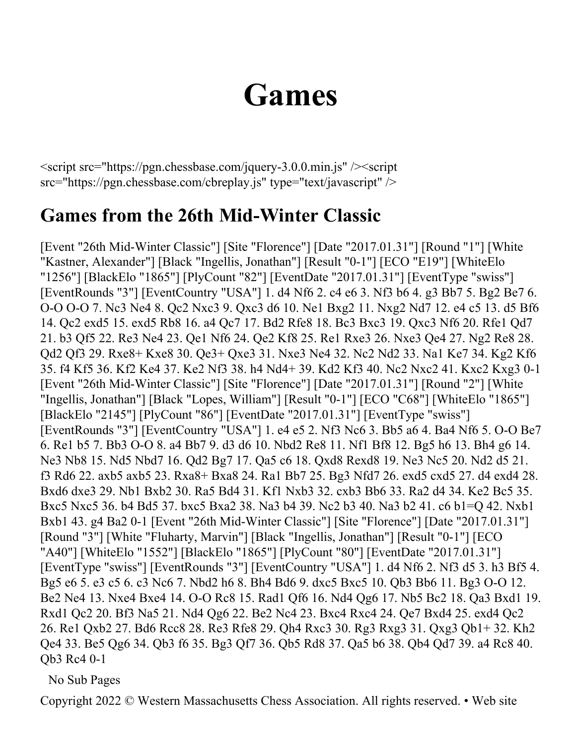# Games

<script src="https://pgn.chessbase.com/jquery-3.0.0.min.js" /><script src="https://pgn.chessbase.com/cbreplay.js" type="text/javascript" />

## Games from the 26th Mid-Winter Classic

[Event "26th Mid-Winter Classic"] [Site "Florence"] [Date "2017.01.31"] [Round "1"] [White "Kastner, Alexander"] [Black "Ingellis, Jonathan"] [Result "0-1"] [ECO "E19"] [WhiteElo "1256"] [BlackElo "1865"] [PlyCount "82"] [EventDate "2017.01.31"] [EventType "swiss"] [EventRounds "3"] [EventCountry "USA"] 1. d4 Nf6 2. c4 e6 3. Nf3 b6 4. g3 Bb7 5. Bg2 Be7 6. O-O O-O 7. Nc3 Ne4 8. Qc2 Nxc3 9. Qxc3 d6 10. Ne1 Bxg2 11. Nxg2 Nd7 12. e4 c5 13. d5 Bf6 14. Qc2 exd5 15. exd5 Rb8 16. a4 Qc7 17. Bd2 Rfe8 18. Bc3 Bxc3 19. Qxc3 Nf6 20. Rfe1 Qd7 21. b3 Qf5 22. Re3 Ne4 23. Qe1 Nf6 24. Qe2 Kf8 25. Re1 Rxe3 26. Nxe3 Qe4 27. Ng2 Re8 28. Qd2 Qf3 29. Rxe8+ Kxe8 30. Qe3+ Qxe3 31. Nxe3 Ne4 32. Nc2 Nd2 33. Na1 Ke7 34. Kg2 Kf6 35. f4 Kf5 36. Kf2 Ke4 37. Ke2 Nf3 38. h4 Nd4+ 39. Kd2 Kf3 40. Nc2 Nxc2 41. Kxc2 Kxg3 0-1 [Event "26th Mid-Winter Classic"] [Site "Florence"] [Date "2017.01.31"] [Round "2"] [White "Ingellis, Jonathan"] [Black "Lopes, William"] [Result "0-1"] [ECO "C68"] [WhiteElo "1865"] [BlackElo "2145"] [PlyCount "86"] [EventDate "2017.01.31"] [EventType "swiss"] [EventRounds "3"] [EventCountry "USA"] 1. e4 e5 2. Nf3 Nc6 3. Bb5 a6 4. Ba4 Nf6 5. O-O Be7 6. Re1 b5 7. Bb3 O-O 8. a4 Bb7 9. d3 d6 10. Nbd2 Re8 11. Nf1 Bf8 12. Bg5 h6 13. Bh4 g6 14. Ne3 Nb8 15. Nd5 Nbd7 16. Qd2 Bg7 17. Qa5 c6 18. Qxd8 Rexd8 19. Ne3 Nc5 20. Nd2 d5 21. f3 Rd6 22. axb5 axb5 23. Rxa8+ Bxa8 24. Ra1 Bb7 25. Bg3 Nfd7 26. exd5 cxd5 27. d4 exd4 28. Bxd6 dxe3 29. Nb1 Bxb2 30. Ra5 Bd4 31. Kf1 Nxb3 32. cxb3 Bb6 33. Ra2 d4 34. Ke2 Bc5 35. Bxc5 Nxc5 36. b4 Bd5 37. bxc5 Bxa2 38. Na3 b4 39. Nc2 b3 40. Na3 b2 41. c6 b1=Q 42. Nxb1 Bxb1 43. g4 Ba2 0-1 [Event "26th Mid-Winter Classic"] [Site "Florence"] [Date "2017.01.31"] [Round "3"] [White "Fluharty, Marvin"] [Black "Ingellis, Jonathan"] [Result "0-1"] [ECO "A40"] [WhiteElo "1552"] [BlackElo "1865"] [PlyCount "80"] [EventDate "2017.01.31"] [EventType "swiss"] [EventRounds "3"] [EventCountry "USA"] 1. d4 Nf6 2. Nf3 d5 3. h3 Bf5 4. Bg5 e6 5. e3 c5 6. c3 Nc6 7. Nbd2 h6 8. Bh4 Bd6 9. dxc5 Bxc5 10. Qb3 Bb6 11. Bg3 O-O 12. Be2 Ne4 13. Nxe4 Bxe4 14. O-O Rc8 15. Rad1 Qf6 16. Nd4 Qg6 17. Nb5 Bc2 18. Qa3 Bxd1 19. Rxd1 Qc2 20. Bf3 Na5 21. Nd4 Qg6 22. Be2 Nc4 23. Bxc4 Rxc4 24. Qe7 Bxd4 25. exd4 Qc2 26. Re1 Qxb2 27. Bd6 Rcc8 28. Re3 Rfe8 29. Qh4 Rxc3 30. Rg3 Rxg3 31. Qxg3 Qb1+ 32. Kh2 Qe4 33. Be5 Qg6 34. Qb3 f6 35. Bg3 Qf7 36. Qb5 Rd8 37. Qa5 b6 38. Qb4 Qd7 39. a4 Rc8 40. Qb3 Rc4 0-1

No Sub Pages

Copyright 2022 © Western Massachusetts Chess Association. All rights reserved. • Web site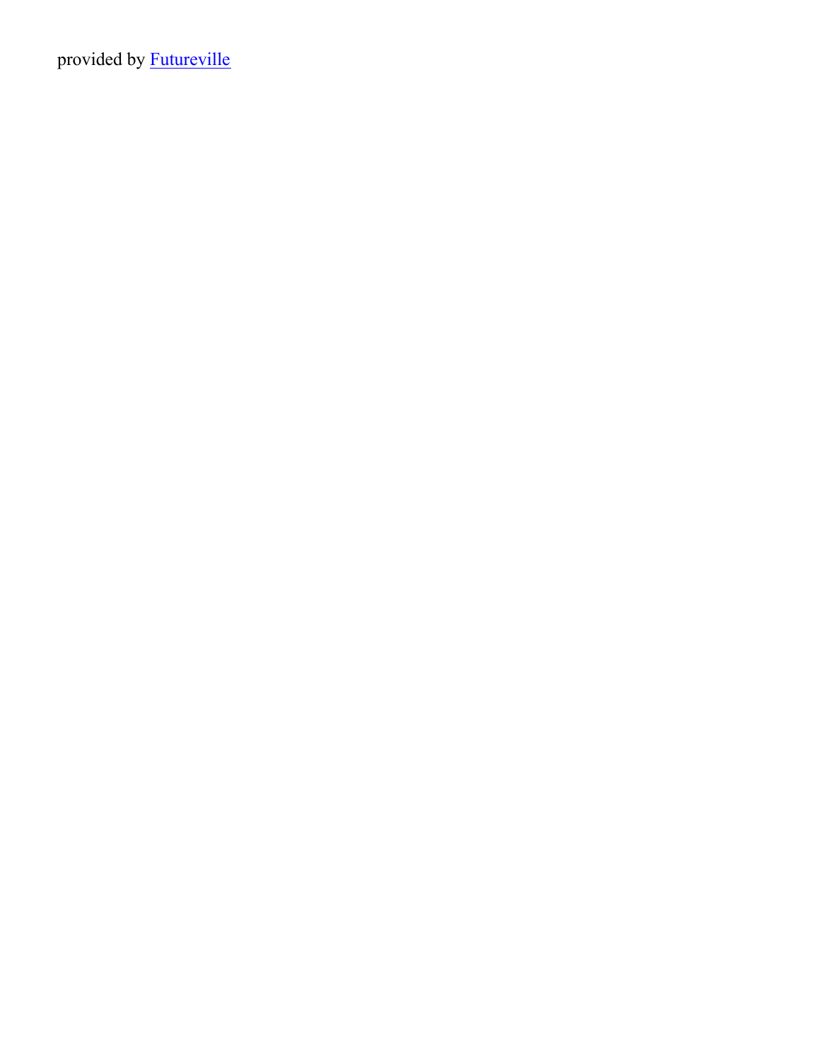provided by [Futureville]